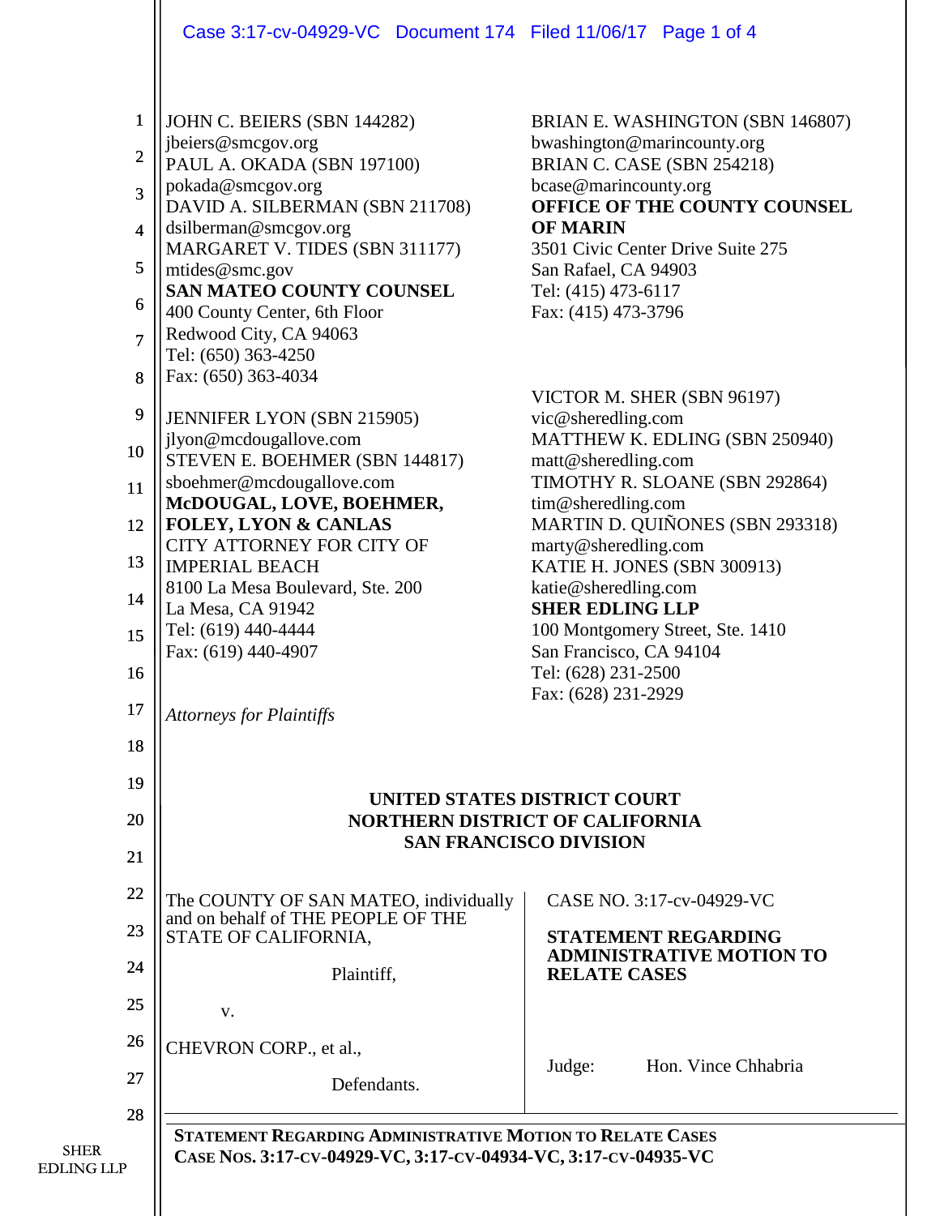JOHN C. BEIERS (SBN 144282)
jbeiers@smcgov.org
PAUL A. OKADA (SBN 197100)
pokada@smcgov.org
DAVID A. SILBERMAN (SBN 211708)
dsilberman@smcgov.org
MARGARET V. TIDES (SBN 311177)
mtides@smc.gov
**SAN MATEO COUNTY COUNSEL**
400 County Center, 6th Floor
Redwood City, CA 94063
Tel: (650) 363-4250
Fax: (650) 363-4034

JENNIFER LYON (SBN 215905)
jlyon@mcdougallove.com
STEVEN E. BOEHMER (SBN 144817)
sboehmer@mcdougallove.com
**McDOUGAL, LOVE, BOEHMER, FOLEY, LYON & CANLAS**
CITY ATTORNEY FOR CITY OF IMPERIAL BEACH
8100 La Mesa Boulevard, Ste. 200
La Mesa, CA 91942
Tel: (619) 440-4444
Fax: (619) 440-4907

BRIAN E. WASHINGTON (SBN 146807)
bwashington@marincounty.org
BRIAN C. CASE (SBN 254218)
bcase@marincounty.org
**OFFICE OF THE COUNTY COUNSEL OF MARIN**
3501 Civic Center Drive Suite 275
San Rafael, CA 94903
Tel: (415) 473-6117
Fax: (415) 473-3796

VICTOR M. SHER (SBN 96197)
vic@sheredling.com
MATTHEW K. EDLING (SBN 250940)
matt@sheredling.com
TIMOTHY R. SLOANE (SBN 292864)
tim@sheredling.com
MARTIN D. QUIÑONES (SBN 293318)
marty@sheredling.com
KATIE H. JONES (SBN 300913)
katie@sheredling.com
**SHER EDLING LLP**
100 Montgomery Street, Ste. 1410
San Francisco, CA 94104
Tel: (628) 231-2500
Fax: (628) 231-2929

*Attorneys for Plaintiffs*

**UNITED STATES DISTRICT COURT**
**NORTHERN DISTRICT OF CALIFORNIA**
**SAN FRANCISCO DIVISION**

| | |
|---|---|
| The COUNTY OF SAN MATEO, individually and on behalf of THE PEOPLE OF THE STATE OF CALIFORNIA,<br><br>Plaintiff,<br><br>v.<br><br>CHEVRON CORP., et al.,<br><br>Defendants. | CASE NO. 3:17-cv-04929-VC<br><br>**STATEMENT REGARDING ADMINISTRATIVE MOTION TO RELATE CASES**<br><br>Judge: Hon. Vince Chhabria |

**STATEMENT REGARDING ADMINISTRATIVE MOTION TO RELATE CASES**
**CASE NOS. 3:17-CV-04929-VC, 3:17-CV-04934-VC, 3:17-CV-04935-VC**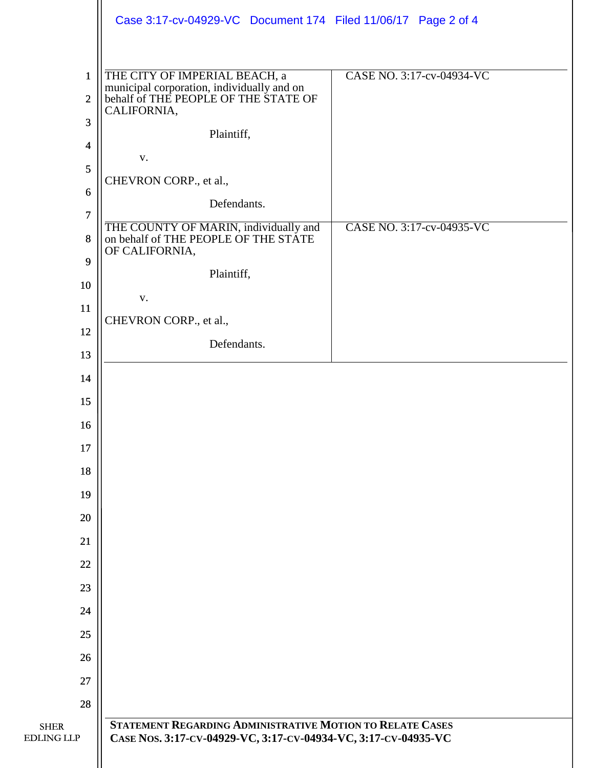| | |
|---|---|
| THE CITY OF IMPERIAL BEACH, a municipal corporation, individually and on behalf of THE PEOPLE OF THE STATE OF CALIFORNIA,<br><br>Plaintiff,<br><br>v.<br><br>CHEVRON CORP., et al.,<br><br>Defendants. | CASE NO. 3:17-cv-04934-VC |
| THE COUNTY OF MARIN, individually and on behalf of THE PEOPLE OF THE STATE OF CALIFORNIA,<br><br>Plaintiff,<br><br>v.<br><br>CHEVRON CORP., et al.,<br><br>Defendants. | CASE NO. 3:17-cv-04935-VC |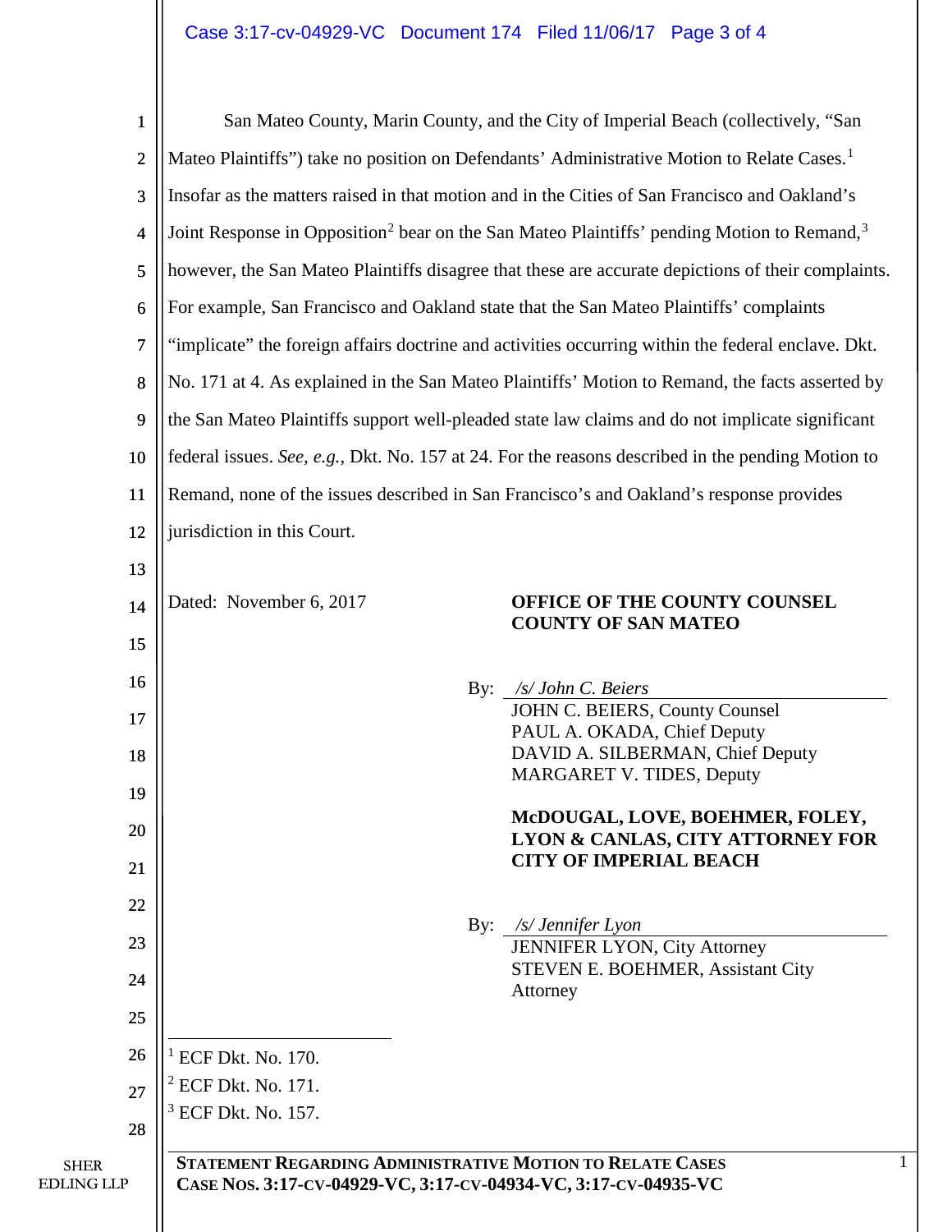San Mateo County, Marin County, and the City of Imperial Beach (collectively, "San Mateo Plaintiffs") take no position on Defendants' Administrative Motion to Relate Cases.[1] Insofar as the matters raised in that motion and in the Cities of San Francisco and Oakland's Joint Response in Opposition[2] bear on the San Mateo Plaintiffs' pending Motion to Remand,[3] however, the San Mateo Plaintiffs disagree that these are accurate depictions of their complaints. For example, San Francisco and Oakland state that the San Mateo Plaintiffs' complaints "implicate" the foreign affairs doctrine and activities occurring within the federal enclave. Dkt. No. 171 at 4. As explained in the San Mateo Plaintiffs' Motion to Remand, the facts asserted by the San Mateo Plaintiffs support well-pleaded state law claims and do not implicate significant federal issues. *See, e.g.*, Dkt. No. 157 at 24. For the reasons described in the pending Motion to Remand, none of the issues described in San Francisco's and Oakland's response provides jurisdiction in this Court.

Dated: November 6, 2017

**OFFICE OF THE COUNTY COUNSEL COUNTY OF SAN MATEO**

By: */s/ John C. Beiers*
JOHN C. BEIERS, County Counsel
PAUL A. OKADA, Chief Deputy
DAVID A. SILBERMAN, Chief Deputy
MARGARET V. TIDES, Deputy

**McDOUGAL, LOVE, BOEHMER, FOLEY, LYON & CANLAS, CITY ATTORNEY FOR CITY OF IMPERIAL BEACH**

By: */s/ Jennifer Lyon*
JENNIFER LYON, City Attorney
STEVEN E. BOEHMER, Assistant City Attorney

---

[1] ECF Dkt. No. 170.
[2] ECF Dkt. No. 171.
[3] ECF Dkt. No. 157.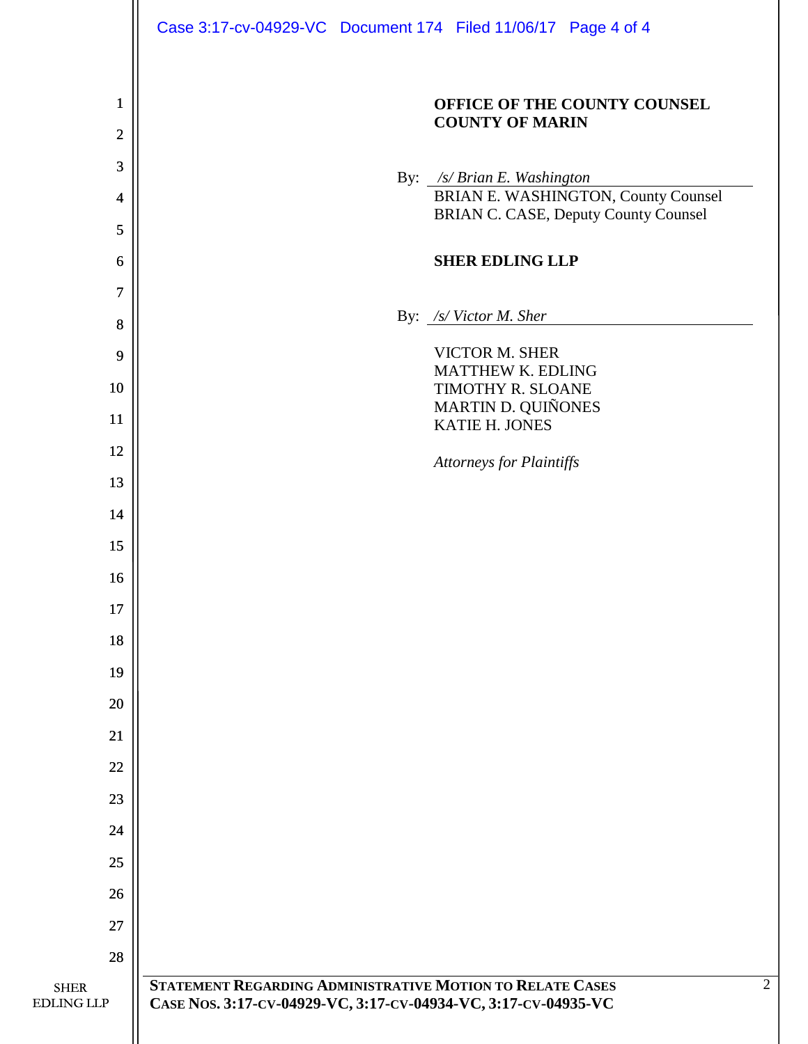**OFFICE OF THE COUNTY COUNSEL**
**COUNTY OF MARIN**

By: *_/s/ Brian E. Washington_*
BRIAN E. WASHINGTON, County Counsel
BRIAN C. CASE, Deputy County Counsel

**SHER EDLING LLP**

By: *_/s/ Victor M. Sher_*

VICTOR M. SHER
MATTHEW K. EDLING
TIMOTHY R. SLOANE
MARTIN D. QUIÑONES
KATIE H. JONES

*Attorneys for Plaintiffs*